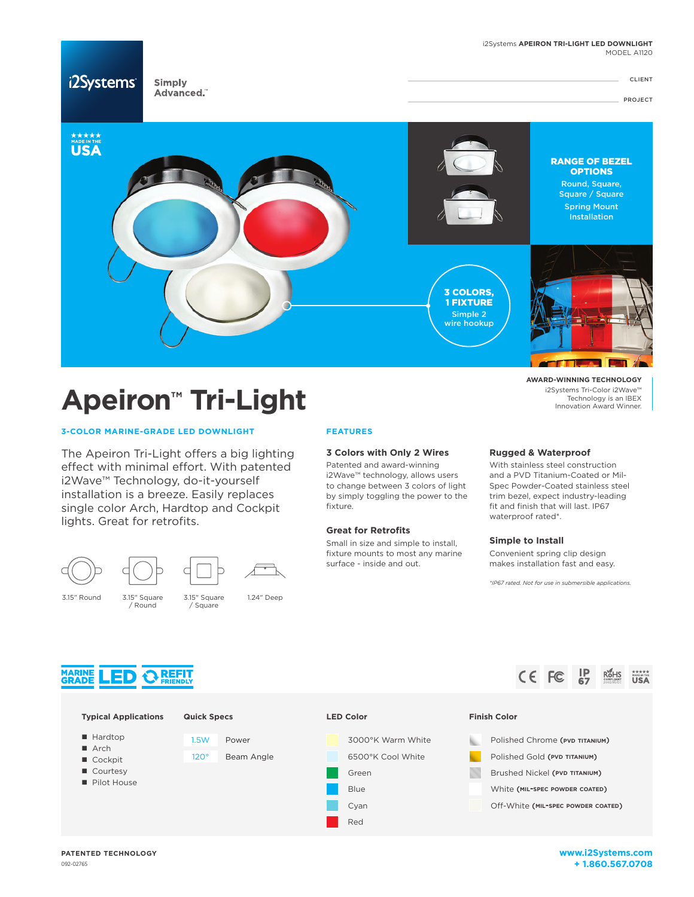i2Systems **APEIRON TRI-LIGHT LED DOWNLIGHT**
MODEL A1120

i2Systems Simply Advanced.™

CLIENT

PROJECT

MADE IN THE USA

**RANGE OF BEZEL OPTIONS**
Round, Square, Square / Square
Spring Mount Installation

**3 COLORS, 1 FIXTURE**
Simple 2 wire hookup

**AWARD-WINNING TECHNOLOGY**
i2Systems Tri-Color i2Wave™ Technology is an IBEX Innovation Award Winner.

# Apeiron™ Tri-Light

## 3-COLOR MARINE-GRADE LED DOWNLIGHT

The Apeiron Tri-Light offers a big lighting effect with minimal effort. With patented i2Wave™ Technology, do-it-yourself installation is a breeze. Easily replaces single color Arch, Hardtop and Cockpit lights. Great for retrofits.

3.15" Round | 3.15" Square / Round | 3.15" Square / Square | 1.24" Deep

## FEATURES

### 3 Colors with Only 2 Wires
Patented and award-winning i2Wave™ technology, allows users to change between 3 colors of light by simply toggling the power to the fixture.

### Great for Retrofits
Small in size and simple to install, fixture mounts to most any marine surface - inside and out.

### Rugged & Waterproof
With stainless steel construction and a PVD Titanium-Coated or Mil-Spec Powder-Coated stainless steel trim bezel, expect industry-leading fit and finish that will last. IP67 waterproof rated*.

### Simple to Install
Convenient spring clip design makes installation fast and easy.

*\*IP67 rated. Not for use in submersible applications.*

MARINE GRADE LED · REFIT FRIENDLY

**Typical Applications**
- Hardtop
- Arch
- Cockpit
- Courtesy
- Pilot House

**Quick Specs**

| | |
|---|---|
| 1.5W | Power |
| 120° | Beam Angle |

**LED Color**
- 3000°K Warm White
- 6500°K Cool White
- Green
- Blue
- Cyan
- Red

**Finish Color**
- Polished Chrome (PVD TITANIUM)
- Polished Gold (PVD TITANIUM)
- Brushed Nickel (PVD TITANIUM)
- White (MIL-SPEC POWDER COATED)
- Off-White (MIL-SPEC POWDER COATED)

**PATENTED TECHNOLOGY**
092-02765

**www.i2Systems.com**
**+ 1.860.567.0708**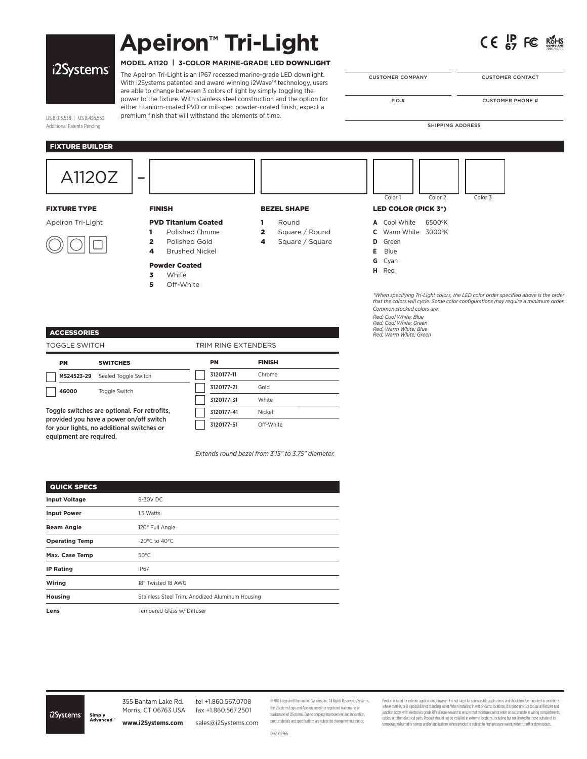# Apeiron™ Tri-Light

i2Systems

US 8,013,538 | US 8,436,553
Additional Patents Pending

**MODEL A1120 | 3-COLOR MARINE-GRADE LED DOWNLIGHT**

The Apeiron Tri-Light is an IP67 recessed marine-grade LED downlight. With i2Systems patented and award winning i2Wave™ technology, users are able to change between 3 colors of light by simply toggling the power to the fixture. With stainless steel construction and the option for either titanium-coated PVD or mil-spec powder-coated finish, expect a premium finish that will withstand the elements of time.

CE IP67 FC RoHS COMPLIANT

| CUSTOMER COMPANY | CUSTOMER CONTACT |
|---|---|
| P.O.# | CUSTOMER PHONE # |

SHIPPING ADDRESS

## FIXTURE BUILDER

A1120Z – [ ] [ ] [Color 1] [Color 2] [Color 3]

### FIXTURE TYPE

Apeiron Tri-Light

### FINISH

**PVD Titanium Coated**

- **1** Polished Chrome
- **2** Polished Gold
- **4** Brushed Nickel

**Powder Coated**

- **3** White
- **5** Off-White

### BEZEL SHAPE

- **1** Round
- **2** Square / Round
- **4** Square / Square

### LED COLOR (PICK 3*)

- **A** Cool White 6500ºK
- **C** Warm White 3000ºK
- **D** Green
- **E** Blue
- **G** Cyan
- **H** Red

*\*When specifying Tri-Light colors, the LED color order specified above is the order that the colors will cycle. Some color configurations may require a minimum order.*

*Common stocked colors are:*

*Red; Cool White; Blue*
*Red; Cool White; Green*
*Red, Warm White; Blue*
*Red, Warm White; Green*

## ACCESSORIES

### TOGGLE SWITCH

| PN | SWITCHES |
|---|---|
| MS24523-29 | Sealed Toggle Switch |
| 46000 | Toggle Switch |

**Toggle switches are optional. For retrofits, provided you have a power on/off switch for your lights, no additional switches or equipment are required.**

### TRIM RING EXTENDERS

| PN | FINISH |
|---|---|
| 3120177-11 | Chrome |
| 3120177-21 | Gold |
| 3120177-31 | White |
| 3120177-41 | Nickel |
| 3120177-51 | Off-White |

*Extends round bezel from 3.15" to 3.75" diameter.*

## QUICK SPECS

| | |
|---|---|
| **Input Voltage** | 9-30V DC |
| **Input Power** | 1.5 Watts |
| **Beam Angle** | 120° Full Angle |
| **Operating Temp** | -20°C to 40°C |
| **Max. Case Temp** | 50°C |
| **IP Rating** | IP67 |
| **Wiring** | 18" Twisted 18 AWG |
| **Housing** | Stainless Steel Trim, Anodized Aluminum Housing |
| **Lens** | Tempered Glass w/ Diffuser |

i2Systems Simply Advanced.™

355 Bantam Lake Rd.
Morris, CT 06763 USA
**www.i2Systems.com**

tel +1.860.567.0708
fax +1.860.567.2501
sales@i2Systems.com

© 2014 Integrated Illumination Systems, Inc. All Rights Reserved. i2Systems, the i2Systems Logo and Apeiron are either registered trademarks or trademarks of i2Systems. Due to ongoing improvement and innovation, product details and specifications are subject to change without notice.

092-02765

Product is rated for exterior applications, however it is not rated for submersible applications and should not be mounted in conditions where there is, or is a possibility of, standing water. When installing in wet or damp locations, it is good practice to seal all fixtures and junction boxes with electronics grade RTV silicone sealant to ensure that moisture cannot enter or accumulate in wiring compartments, cables, or other electrical parts. Product should not be installed in extreme locations, including but not limited to those outside of its temperature/humidity ratings and/or applications where product is subject to high pressure water, water runoff or downspouts.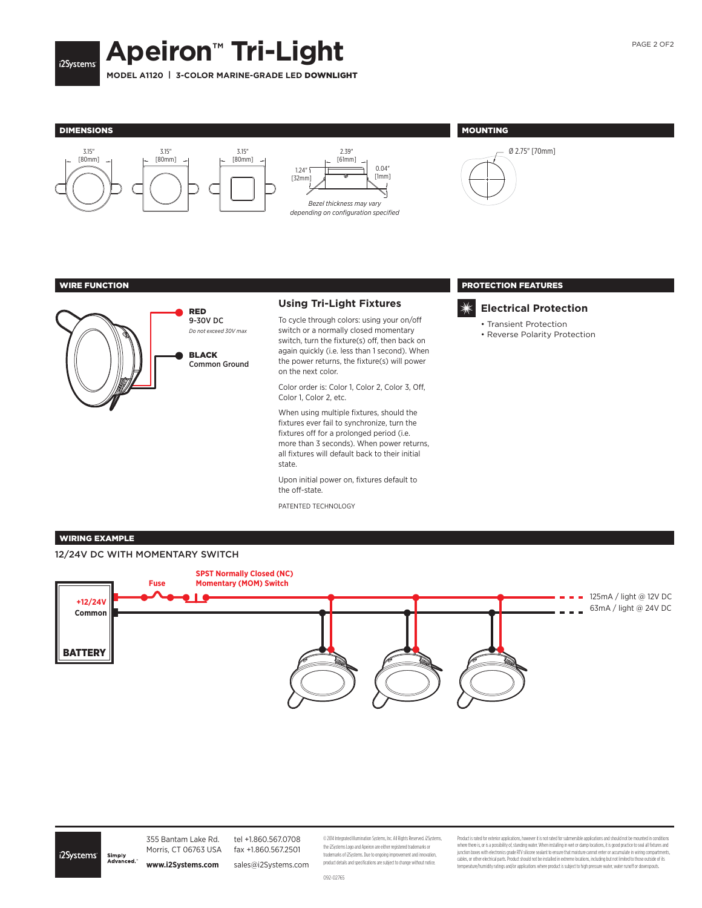# Apeiron™ Tri-Light

**MODEL A1120 | 3-COLOR MARINE-GRADE LED DOWNLIGHT**

## DIMENSIONS

3.15" [80mm]

3.15" [80mm]

3.15" [80mm]

2.39" [61mm]

1.24" [32mm]

0.04" [1mm]

*Bezel thickness may vary depending on configuration specified*

## MOUNTING

Ø 2.75" [70mm]

## WIRE FUNCTION

**RED**
9-30V DC
*Do not exceed 30V max*

**BLACK**
Common Ground

### Using Tri-Light Fixtures

To cycle through colors: using your on/off switch or a normally closed momentary switch, turn the fixture(s) off, then back on again quickly (i.e. less than 1 second). When the power returns, the fixture(s) will power on the next color.

Color order is: Color 1, Color 2, Color 3, Off, Color 1, Color 2, etc.

When using multiple fixtures, should the fixtures ever fail to synchronize, turn the fixtures off for a prolonged period (i.e. more than 3 seconds). When power returns, all fixtures will default back to their initial state.

Upon initial power on, fixtures default to the off-state.

PATENTED TECHNOLOGY

## PROTECTION FEATURES

### Electrical Protection

- Transient Protection
- Reverse Polarity Protection

## WIRING EXAMPLE

12/24V DC WITH MOMENTARY SWITCH

+12/24V
Common
BATTERY

Fuse

SPST Normally Closed (NC)
Momentary (MOM) Switch

125mA / light @ 12V DC
63mA / light @ 24V DC

i2Systems Simply Advanced.™

355 Bantam Lake Rd.
Morris, CT 06763 USA
**www.i2Systems.com**

tel +1.860.567.0708
fax +1.860.567.2501
sales@i2Systems.com

© 2014 Integrated Illumination Systems, Inc. All Rights Reserved. i2Systems, the i2Systems Logo and Apeiron are either registered trademarks or trademarks of i2Systems. Due to ongoing improvement and innovation, product details and specifications are subject to change without notice.

092-02765

Product is rated for exterior applications, however it is not rated for submersible applications and should not be mounted in conditions where there is, or is a possibility of, standing water. When installing in wet or damp locations, it is good practice to seal all fixtures and junction boxes with electronics grade RTV silicone sealant to ensure that moisture cannot enter or accumulate in wiring compartments, cables, or other electrical parts. Product should not be installed in extreme locations, including but not limited to those outside of its temperature/humidity ratings and/or applications where product is subject to high pressure water, water runoff or downspouts.